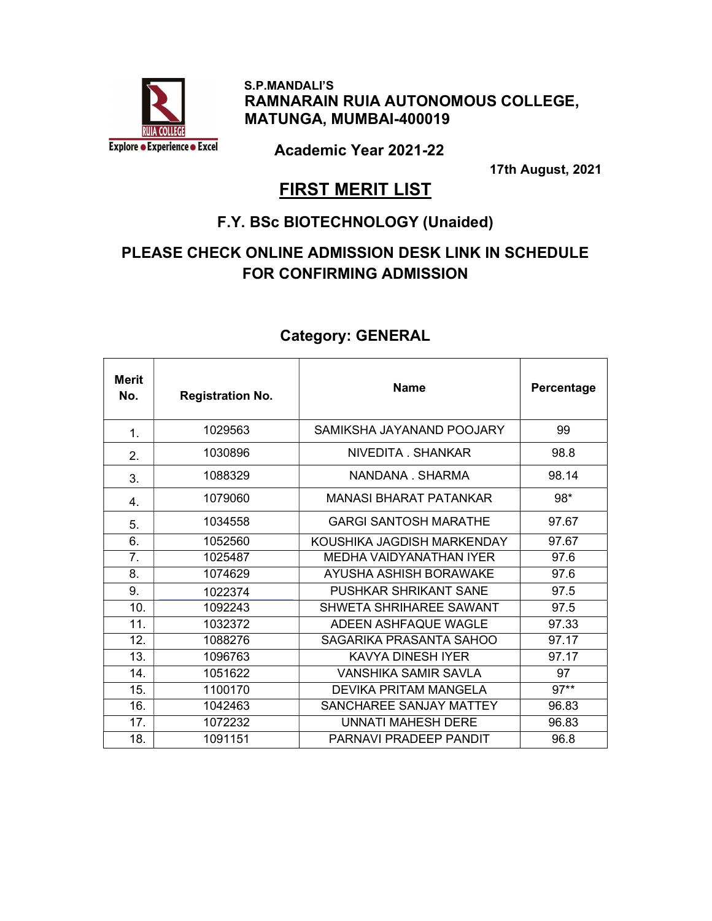S.P.MANDALI'S
**RAMNARAIN RUIA AUTONOMOUS COLLEGE, MATUNGA, MUMBAI-400019**

RUIA COLLEGE
Explore ● Experience ● Excel

**Academic Year 2021-22**

**17th August, 2021**

# FIRST MERIT LIST

## F.Y. BSc BIOTECHNOLOGY (Unaided)

## PLEASE CHECK ONLINE ADMISSION DESK LINK IN SCHEDULE FOR CONFIRMING ADMISSION

### Category: GENERAL

| Merit No. | Registration No. | Name | Percentage |
|---|---|---|---|
| 1. | 1029563 | SAMIKSHA JAYANAND POOJARY | 99 |
| 2. | 1030896 | NIVEDITA . SHANKAR | 98.8 |
| 3. | 1088329 | NANDANA . SHARMA | 98.14 |
| 4. | 1079060 | MANASI BHARAT PATANKAR | 98* |
| 5. | 1034558 | GARGI SANTOSH MARATHE | 97.67 |
| 6. | 1052560 | KOUSHIKA JAGDISH MARKENDAY | 97.67 |
| 7. | 1025487 | MEDHA VAIDYANATHAN IYER | 97.6 |
| 8. | 1074629 | AYUSHA ASHISH BORAWAKE | 97.6 |
| 9. | 1022374 | PUSHKAR SHRIKANT SANE | 97.5 |
| 10. | 1092243 | SHWETA SHRIHAREE SAWANT | 97.5 |
| 11. | 1032372 | ADEEN ASHFAQUE WAGLE | 97.33 |
| 12. | 1088276 | SAGARIKA PRASANTA SAHOO | 97.17 |
| 13. | 1096763 | KAVYA DINESH IYER | 97.17 |
| 14. | 1051622 | VANSHIKA SAMIR SAVLA | 97 |
| 15. | 1100170 | DEVIKA PRITAM MANGELA | 97** |
| 16. | 1042463 | SANCHAREE SANJAY MATTEY | 96.83 |
| 17. | 1072232 | UNNATI MAHESH DERE | 96.83 |
| 18. | 1091151 | PARNAVI PRADEEP PANDIT | 96.8 |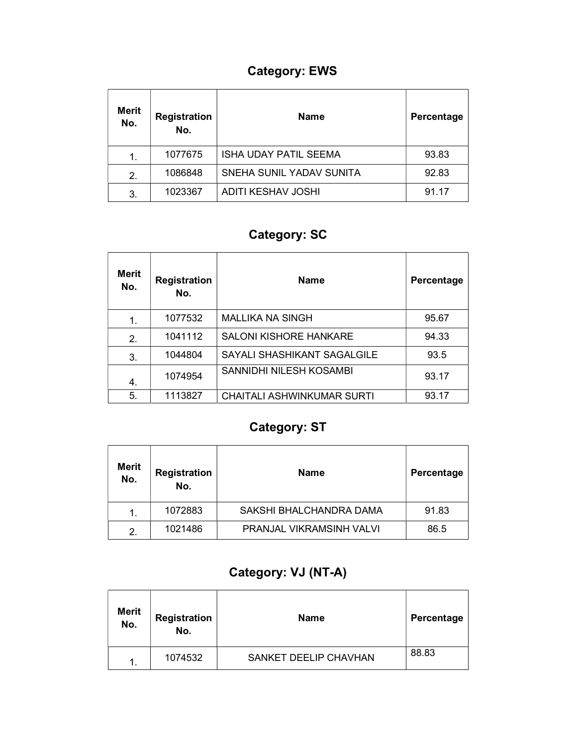## Category: EWS

| Merit No. | Registration No. | Name | Percentage |
|---|---|---|---|
| 1. | 1077675 | ISHA UDAY PATIL SEEMA | 93.83 |
| 2. | 1086848 | SNEHA SUNIL YADAV SUNITA | 92.83 |
| 3. | 1023367 | ADITI KESHAV JOSHI | 91.17 |

## Category: SC

| Merit No. | Registration No. | Name | Percentage |
|---|---|---|---|
| 1. | 1077532 | MALLIKA NA SINGH | 95.67 |
| 2. | 1041112 | SALONI KISHORE HANKARE | 94.33 |
| 3. | 1044804 | SAYALI SHASHIKANT SAGALGILE | 93.5 |
| 4. | 1074954 | SANNIDHI NILESH KOSAMBI | 93.17 |
| 5. | 1113827 | CHAITALI ASHWINKUMAR SURTI | 93.17 |

## Category: ST

| Merit No. | Registration No. | Name | Percentage |
|---|---|---|---|
| 1. | 1072883 | SAKSHI BHALCHANDRA DAMA | 91.83 |
| 2. | 1021486 | PRANJAL VIKRAMSINH VALVI | 86.5 |

## Category: VJ (NT-A)

| Merit No. | Registration No. | Name | Percentage |
|---|---|---|---|
| 1. | 1074532 | SANKET DEELIP CHAVHAN | 88.83 |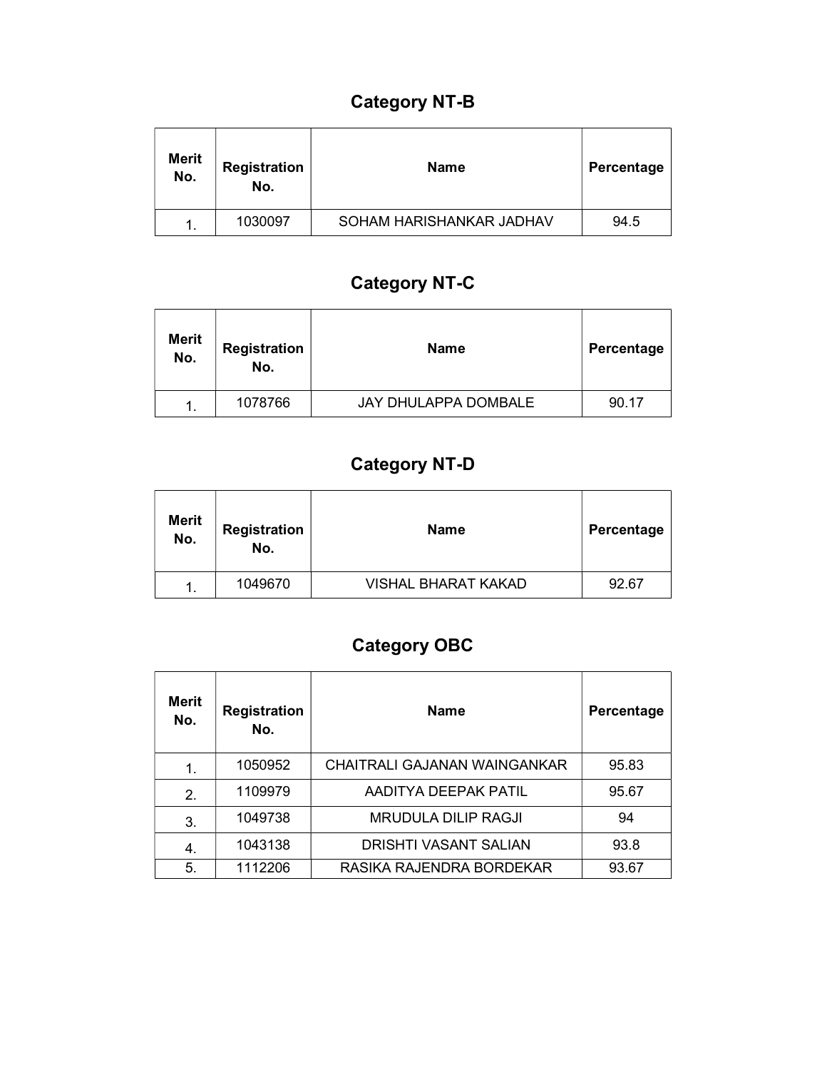## Category NT-B

| Merit No. | Registration No. | Name | Percentage |
|---|---|---|---|
| 1. | 1030097 | SOHAM HARISHANKAR JADHAV | 94.5 |

## Category NT-C

| Merit No. | Registration No. | Name | Percentage |
|---|---|---|---|
| 1. | 1078766 | JAY DHULAPPA DOMBALE | 90.17 |

## Category NT-D

| Merit No. | Registration No. | Name | Percentage |
|---|---|---|---|
| 1. | 1049670 | VISHAL BHARAT KAKAD | 92.67 |

## Category OBC

| Merit No. | Registration No. | Name | Percentage |
|---|---|---|---|
| 1. | 1050952 | CHAITRALI GAJANAN WAINGANKAR | 95.83 |
| 2. | 1109979 | AADITYA DEEPAK PATIL | 95.67 |
| 3. | 1049738 | MRUDULA DILIP RAGJI | 94 |
| 4. | 1043138 | DRISHTI VASANT SALIAN | 93.8 |
| 5. | 1112206 | RASIKA RAJENDRA BORDEKAR | 93.67 |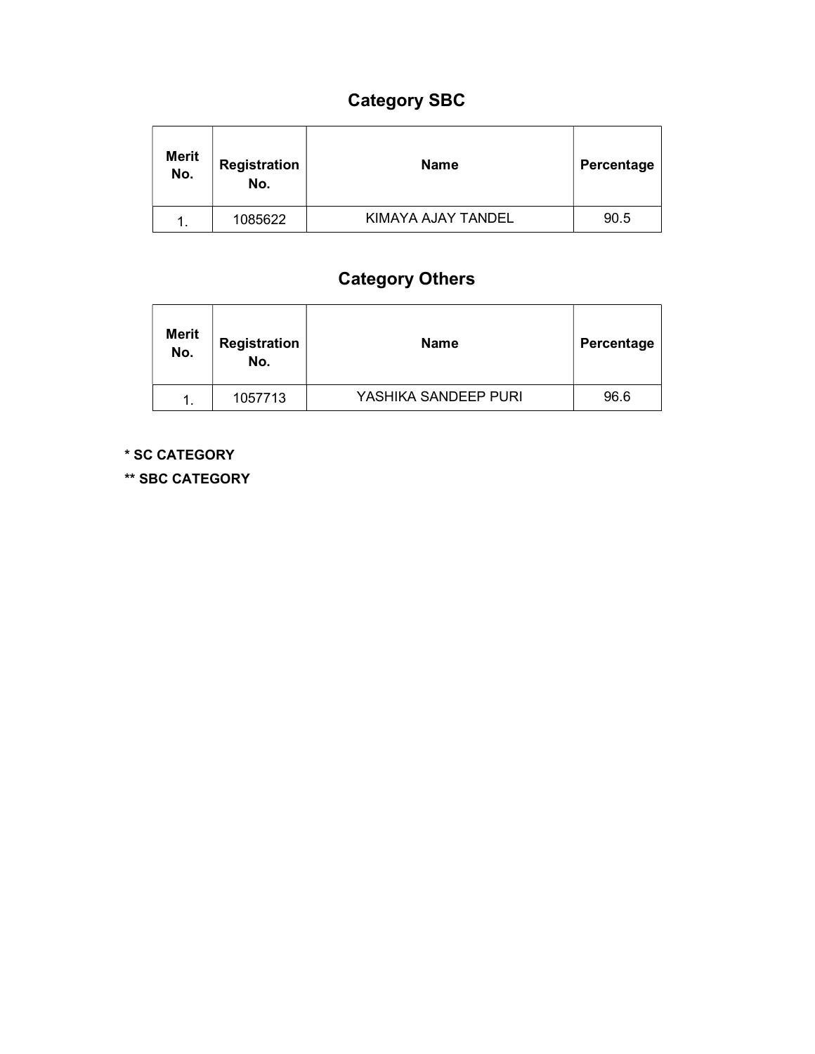## Category SBC

| Merit No. | Registration No. | Name | Percentage |
|---|---|---|---|
| 1. | 1085622 | KIMAYA AJAY TANDEL | 90.5 |

## Category Others

| Merit No. | Registration No. | Name | Percentage |
|---|---|---|---|
| 1. | 1057713 | YASHIKA SANDEEP PURI | 96.6 |

**\* SC CATEGORY**

**\*\* SBC CATEGORY**